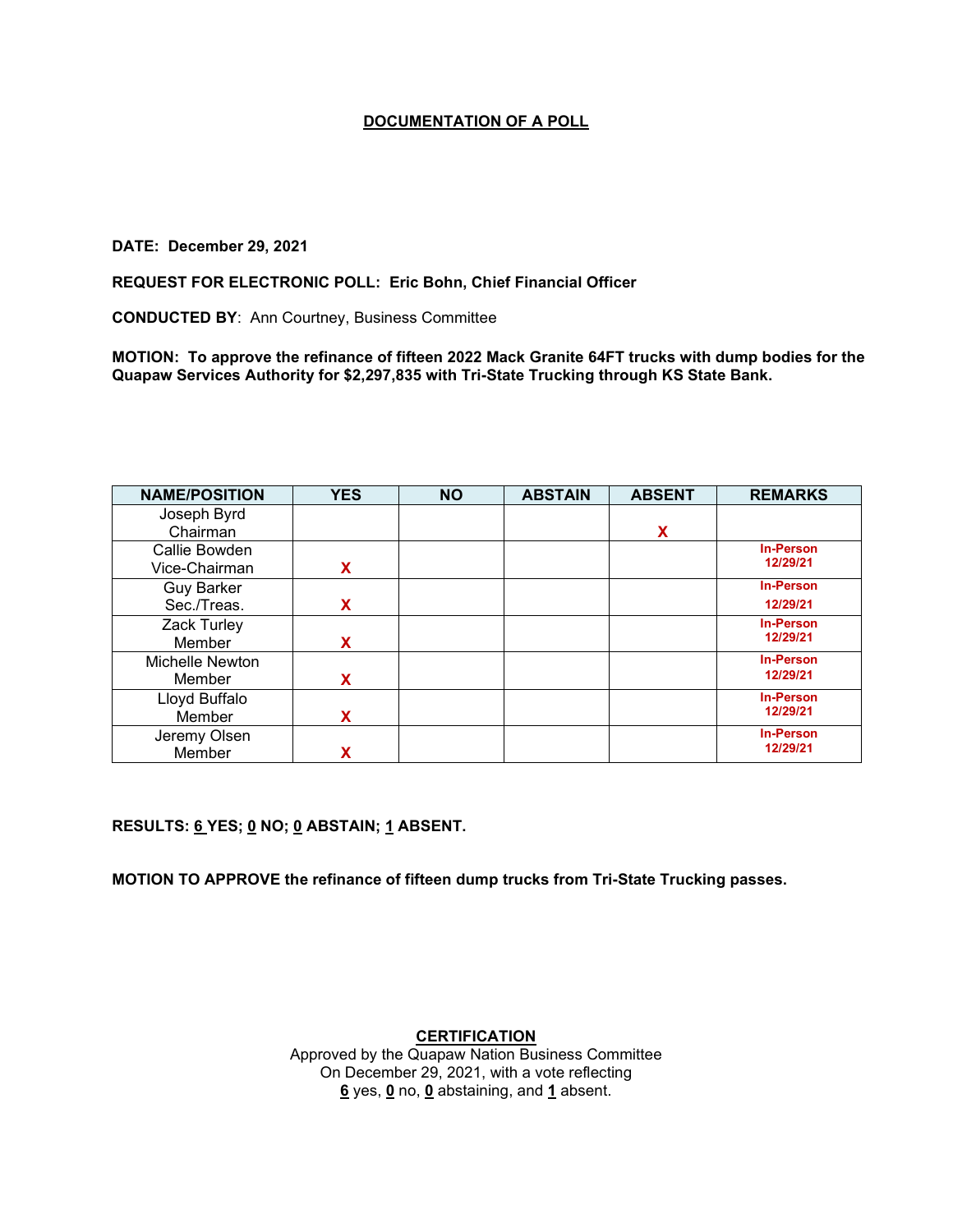# DOCUMENTATION OF A POLL

**DATE: December 29, 2021**

**REQUEST FOR ELECTRONIC POLL: Eric Bohn, Chief Financial Officer**

**CONDUCTED BY**: Ann Courtney, Business Committee

**MOTION: To approve the refinance of fifteen 2022 Mack Granite 64FT trucks with dump bodies for the Quapaw Services Authority for $2,297,835 with Tri-State Trucking through KS State Bank.**

| NAME/POSITION | YES | NO | ABSTAIN | ABSENT | REMARKS |
|---|---|---|---|---|---|
| Joseph Byrd Chairman | | | | X | |
| Callie Bowden Vice-Chairman | X | | | | In-Person 12/29/21 |
| Guy Barker Sec./Treas. | X | | | | In-Person 12/29/21 |
| Zack Turley Member | X | | | | In-Person 12/29/21 |
| Michelle Newton Member | X | | | | In-Person 12/29/21 |
| Lloyd Buffalo Member | X | | | | In-Person 12/29/21 |
| Jeremy Olsen Member | X | | | | In-Person 12/29/21 |

**RESULTS: 6 YES; 0 NO; 0 ABSTAIN; 1 ABSENT.**

**MOTION TO APPROVE the refinance of fifteen dump trucks from Tri-State Trucking passes.**

**CERTIFICATION**

Approved by the Quapaw Nation Business Committee
On December 29, 2021, with a vote reflecting
6 yes, 0 no, 0 abstaining, and 1 absent.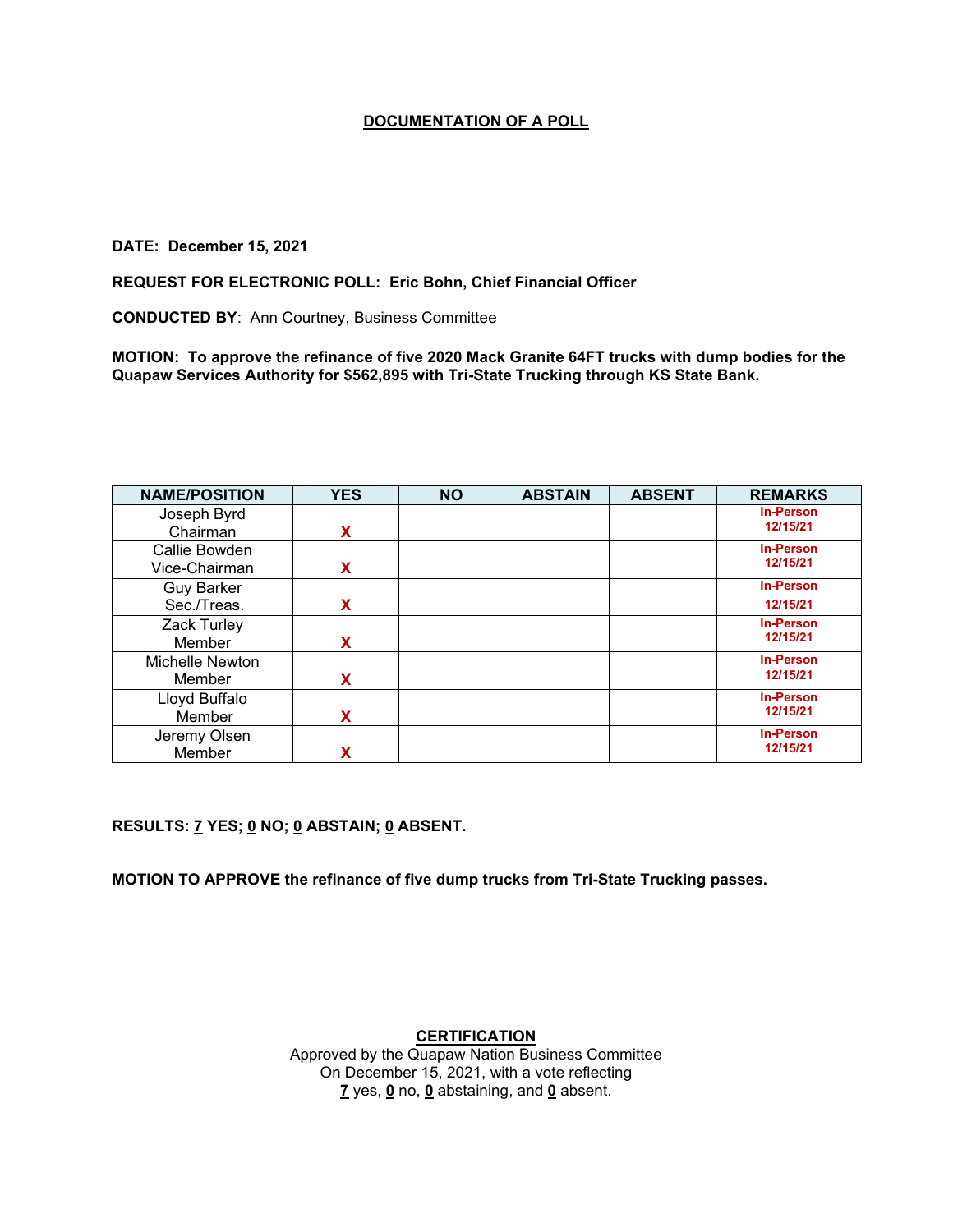**DOCUMENTATION OF A POLL**

**DATE: December 15, 2021**

**REQUEST FOR ELECTRONIC POLL: Eric Bohn, Chief Financial Officer**

**CONDUCTED BY**: Ann Courtney, Business Committee

**MOTION: To approve the refinance of five 2020 Mack Granite 64FT trucks with dump bodies for the Quapaw Services Authority for $562,895 with Tri-State Trucking through KS State Bank.**

| NAME/POSITION | YES | NO | ABSTAIN | ABSENT | REMARKS |
|---|---|---|---|---|---|
| Joseph Byrd Chairman | X | | | | In-Person 12/15/21 |
| Callie Bowden Vice-Chairman | X | | | | In-Person 12/15/21 |
| Guy Barker Sec./Treas. | X | | | | In-Person 12/15/21 |
| Zack Turley Member | X | | | | In-Person 12/15/21 |
| Michelle Newton Member | X | | | | In-Person 12/15/21 |
| Lloyd Buffalo Member | X | | | | In-Person 12/15/21 |
| Jeremy Olsen Member | X | | | | In-Person 12/15/21 |

**RESULTS: 7 YES; 0 NO; 0 ABSTAIN; 0 ABSENT.**

**MOTION TO APPROVE the refinance of five dump trucks from Tri-State Trucking passes.**

**CERTIFICATION**

Approved by the Quapaw Nation Business Committee
On December 15, 2021, with a vote reflecting
**7** yes, **0** no, **0** abstaining, and **0** absent.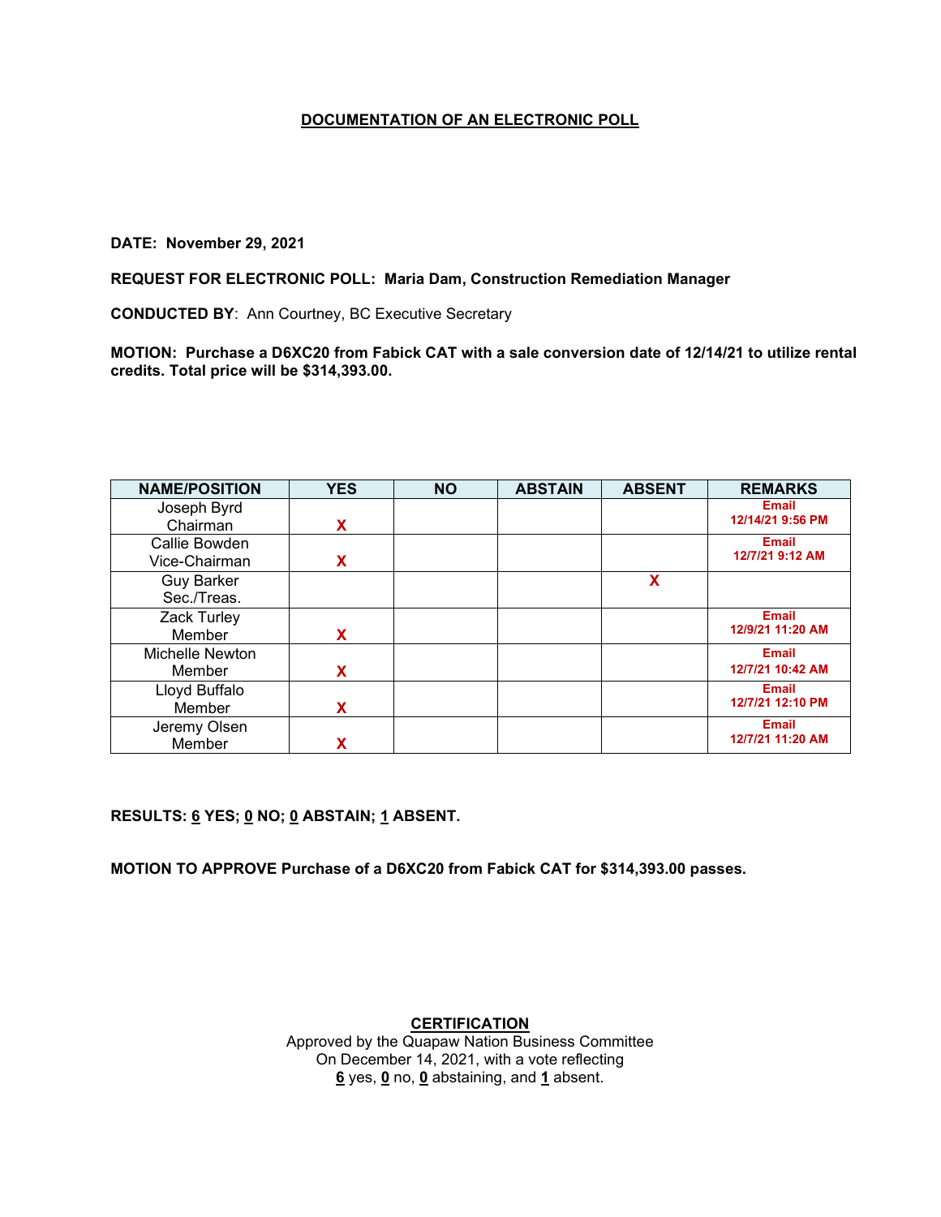# DOCUMENTATION OF AN ELECTRONIC POLL

**DATE: November 29, 2021**

**REQUEST FOR ELECTRONIC POLL: Maria Dam, Construction Remediation Manager**

**CONDUCTED BY**: Ann Courtney, BC Executive Secretary

**MOTION: Purchase a D6XC20 from Fabick CAT with a sale conversion date of 12/14/21 to utilize rental credits. Total price will be $314,393.00.**

| NAME/POSITION | YES | NO | ABSTAIN | ABSENT | REMARKS |
|---|---|---|---|---|---|
| Joseph Byrd Chairman | X | | | | Email 12/14/21 9:56 PM |
| Callie Bowden Vice-Chairman | X | | | | Email 12/7/21 9:12 AM |
| Guy Barker Sec./Treas. | | | | X | |
| Zack Turley Member | X | | | | Email 12/9/21 11:20 AM |
| Michelle Newton Member | X | | | | Email 12/7/21 10:42 AM |
| Lloyd Buffalo Member | X | | | | Email 12/7/21 12:10 PM |
| Jeremy Olsen Member | X | | | | Email 12/7/21 11:20 AM |

**RESULTS: 6 YES; 0 NO; 0 ABSTAIN; 1 ABSENT.**

**MOTION TO APPROVE Purchase of a D6XC20 from Fabick CAT for $314,393.00 passes.**

**CERTIFICATION**

Approved by the Quapaw Nation Business Committee
On December 14, 2021, with a vote reflecting
**6** yes, **0** no, **0** abstaining, and **1** absent.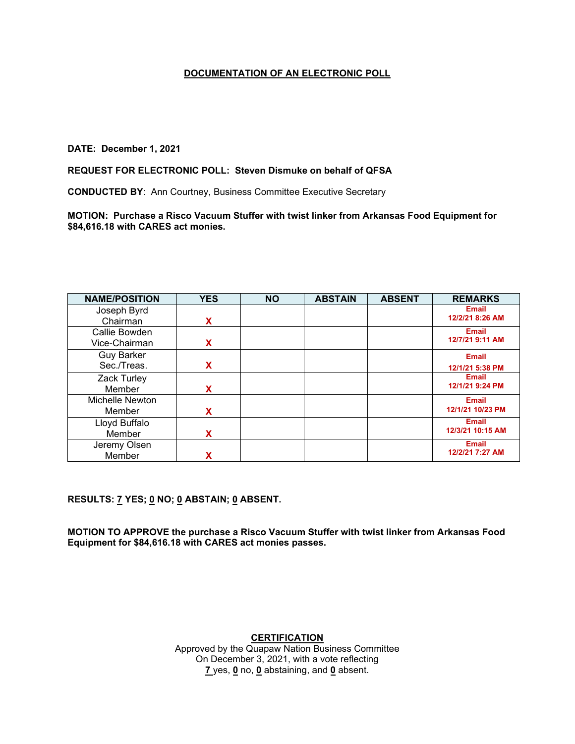# DOCUMENTATION OF AN ELECTRONIC POLL

**DATE: December 1, 2021**

**REQUEST FOR ELECTRONIC POLL: Steven Dismuke on behalf of QFSA**

**CONDUCTED BY**: Ann Courtney, Business Committee Executive Secretary

**MOTION: Purchase a Risco Vacuum Stuffer with twist linker from Arkansas Food Equipment for $84,616.18 with CARES act monies.**

| NAME/POSITION | YES | NO | ABSTAIN | ABSENT | REMARKS |
|---|---|---|---|---|---|
| Joseph Byrd Chairman | X | | | | Email 12/2/21 8:26 AM |
| Callie Bowden Vice-Chairman | X | | | | Email 12/7/21 9:11 AM |
| Guy Barker Sec./Treas. | X | | | | Email 12/1/21 5:38 PM |
| Zack Turley Member | X | | | | Email 12/1/21 9:24 PM |
| Michelle Newton Member | X | | | | Email 12/1/21 10/23 PM |
| Lloyd Buffalo Member | X | | | | Email 12/3/21 10:15 AM |
| Jeremy Olsen Member | X | | | | Email 12/2/21 7:27 AM |

**RESULTS: 7 YES; 0 NO; 0 ABSTAIN; 0 ABSENT.**

**MOTION TO APPROVE the purchase a Risco Vacuum Stuffer with twist linker from Arkansas Food Equipment for $84,616.18 with CARES act monies passes.**

**CERTIFICATION**

Approved by the Quapaw Nation Business Committee
On December 3, 2021, with a vote reflecting
7 yes, 0 no, 0 abstaining, and 0 absent.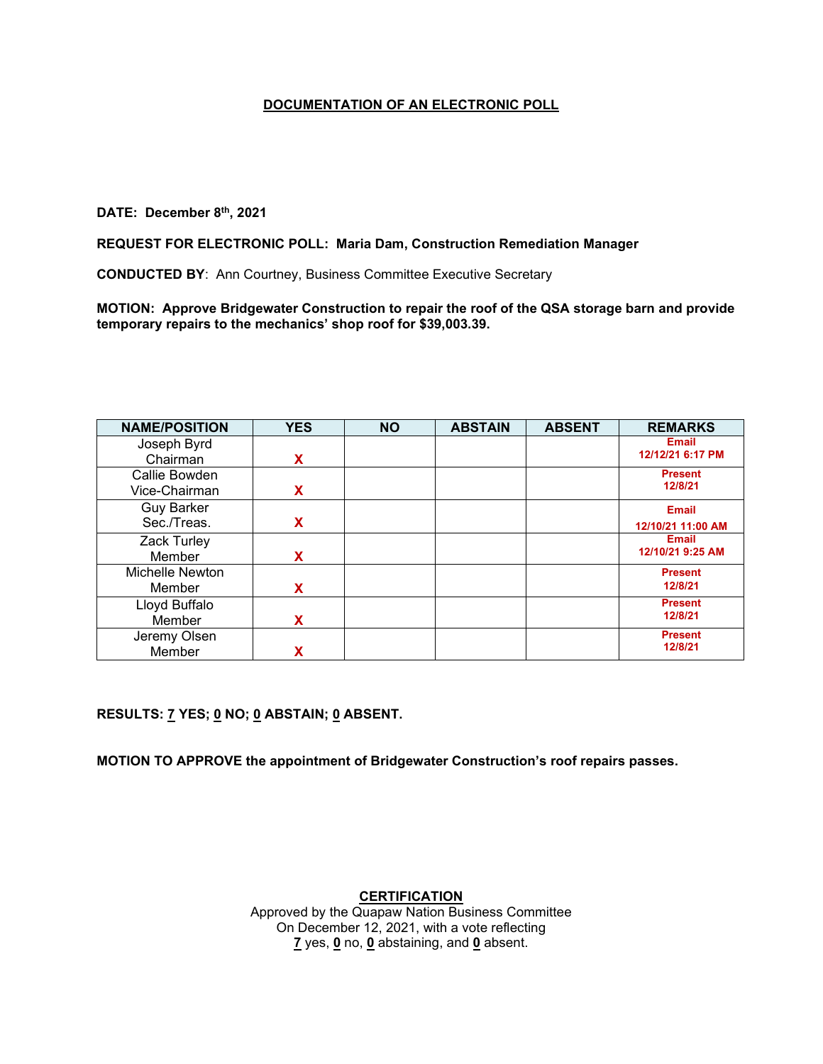## DOCUMENTATION OF AN ELECTRONIC POLL

**DATE: December 8th, 2021**

**REQUEST FOR ELECTRONIC POLL: Maria Dam, Construction Remediation Manager**

**CONDUCTED BY**: Ann Courtney, Business Committee Executive Secretary

**MOTION: Approve Bridgewater Construction to repair the roof of the QSA storage barn and provide temporary repairs to the mechanics' shop roof for $39,003.39.**

| NAME/POSITION | YES | NO | ABSTAIN | ABSENT | REMARKS |
|---|---|---|---|---|---|
| Joseph Byrd Chairman | X | | | | Email 12/12/21 6:17 PM |
| Callie Bowden Vice-Chairman | X | | | | Present 12/8/21 |
| Guy Barker Sec./Treas. | X | | | | Email 12/10/21 11:00 AM |
| Zack Turley Member | X | | | | Email 12/10/21 9:25 AM |
| Michelle Newton Member | X | | | | Present 12/8/21 |
| Lloyd Buffalo Member | X | | | | Present 12/8/21 |
| Jeremy Olsen Member | X | | | | Present 12/8/21 |

**RESULTS: 7 YES; 0 NO; 0 ABSTAIN; 0 ABSENT.**

**MOTION TO APPROVE the appointment of Bridgewater Construction's roof repairs passes.**

**CERTIFICATION**

Approved by the Quapaw Nation Business Committee
On December 12, 2021, with a vote reflecting
**7** yes, **0** no, **0** abstaining, and **0** absent.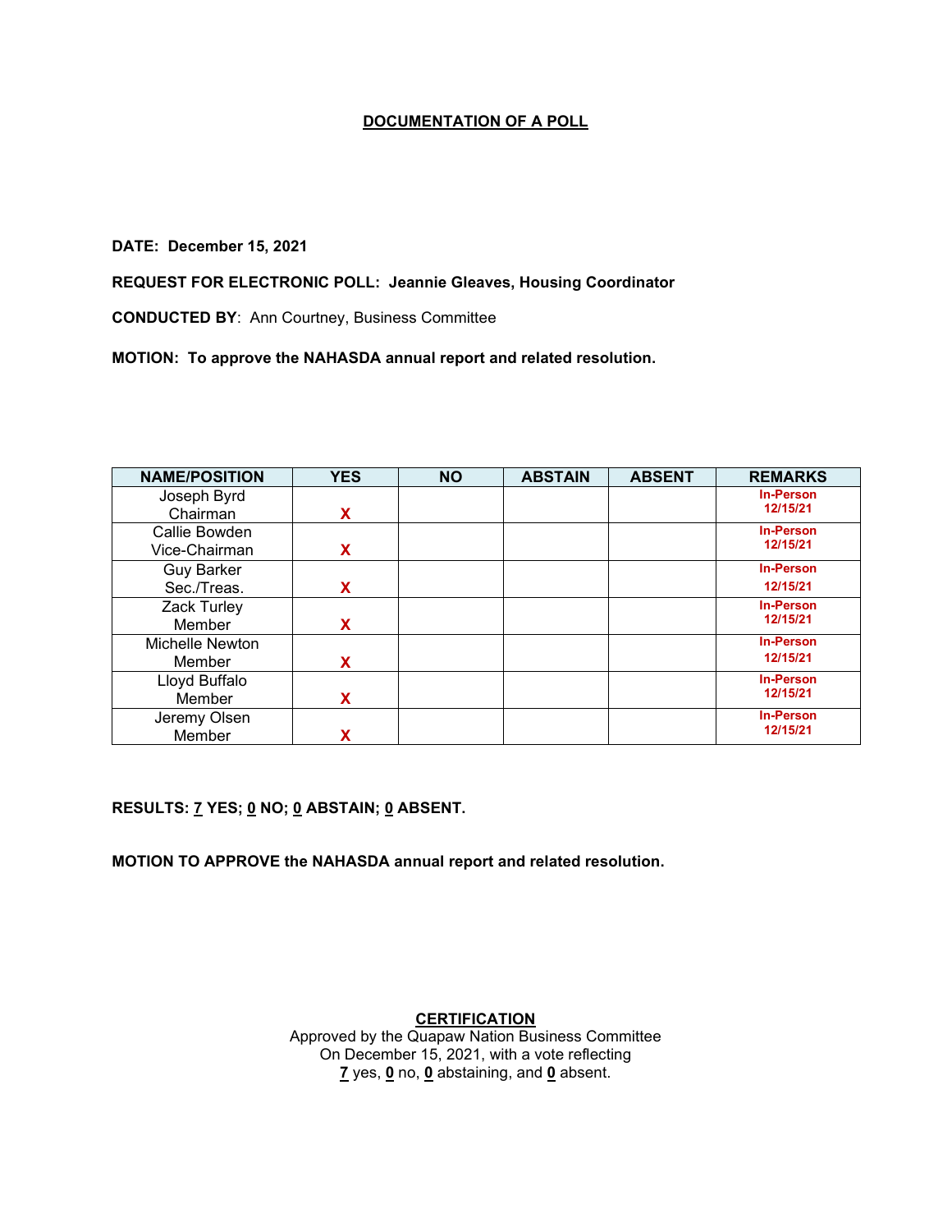# DOCUMENTATION OF A POLL

**DATE: December 15, 2021**

**REQUEST FOR ELECTRONIC POLL: Jeannie Gleaves, Housing Coordinator**

**CONDUCTED BY**: Ann Courtney, Business Committee

**MOTION: To approve the NAHASDA annual report and related resolution.**

| NAME/POSITION | YES | NO | ABSTAIN | ABSENT | REMARKS |
|---|---|---|---|---|---|
| Joseph Byrd<br>Chairman | X | | | | In-Person<br>12/15/21 |
| Callie Bowden<br>Vice-Chairman | X | | | | In-Person<br>12/15/21 |
| Guy Barker<br>Sec./Treas. | X | | | | In-Person<br>12/15/21 |
| Zack Turley<br>Member | X | | | | In-Person<br>12/15/21 |
| Michelle Newton<br>Member | X | | | | In-Person<br>12/15/21 |
| Lloyd Buffalo<br>Member | X | | | | In-Person<br>12/15/21 |
| Jeremy Olsen<br>Member | X | | | | In-Person<br>12/15/21 |

**RESULTS: 7 YES; 0 NO; 0 ABSTAIN; 0 ABSENT.**

**MOTION TO APPROVE the NAHASDA annual report and related resolution.**

**CERTIFICATION**

Approved by the Quapaw Nation Business Committee
On December 15, 2021, with a vote reflecting
**7** yes, **0** no, **0** abstaining, and **0** absent.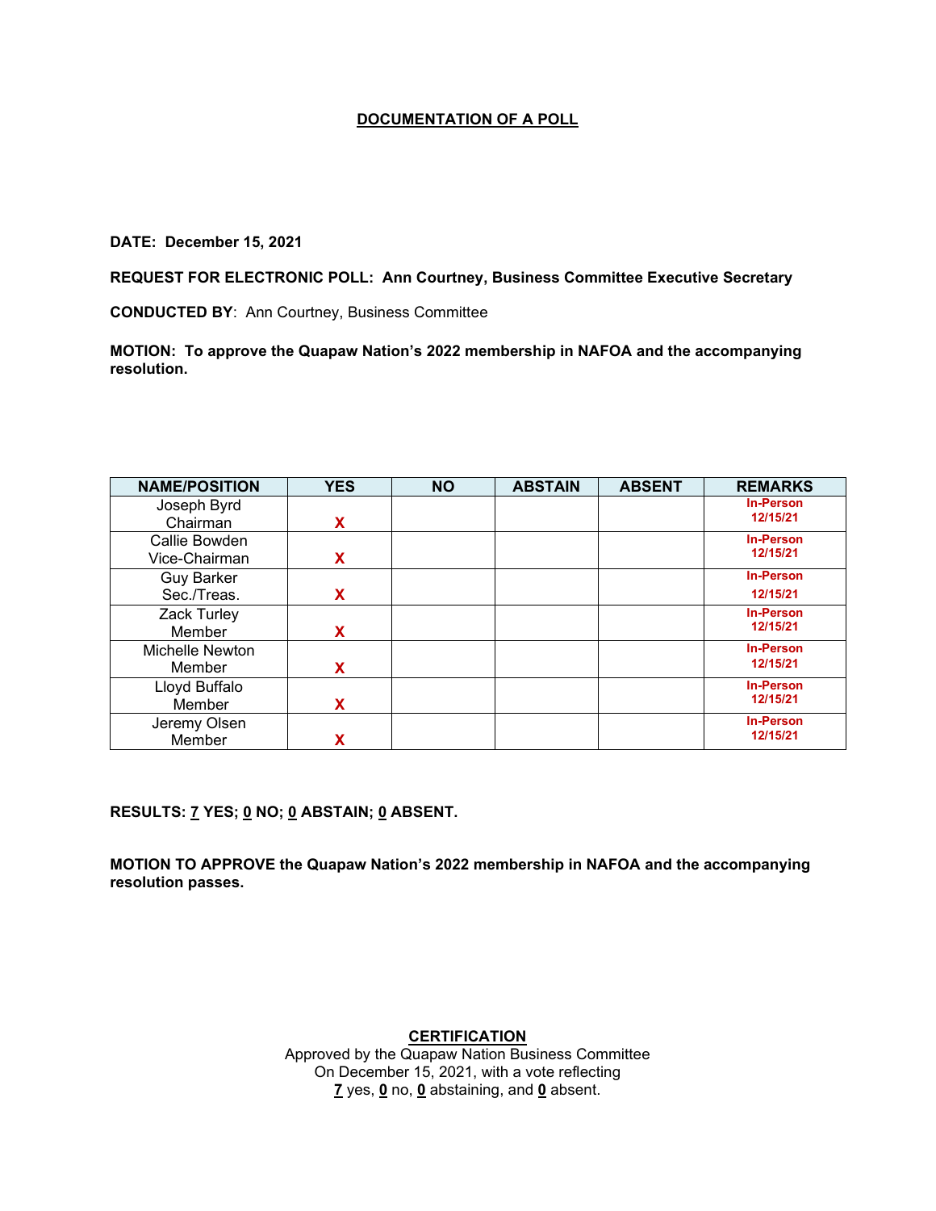## DOCUMENTATION OF A POLL

**DATE: December 15, 2021**

**REQUEST FOR ELECTRONIC POLL: Ann Courtney, Business Committee Executive Secretary**

**CONDUCTED BY**: Ann Courtney, Business Committee

**MOTION: To approve the Quapaw Nation's 2022 membership in NAFOA and the accompanying resolution.**

| NAME/POSITION | YES | NO | ABSTAIN | ABSENT | REMARKS |
|---|---|---|---|---|---|
| Joseph Byrd Chairman | X | | | | In-Person 12/15/21 |
| Callie Bowden Vice-Chairman | X | | | | In-Person 12/15/21 |
| Guy Barker Sec./Treas. | X | | | | In-Person 12/15/21 |
| Zack Turley Member | X | | | | In-Person 12/15/21 |
| Michelle Newton Member | X | | | | In-Person 12/15/21 |
| Lloyd Buffalo Member | X | | | | In-Person 12/15/21 |
| Jeremy Olsen Member | X | | | | In-Person 12/15/21 |

**RESULTS: 7 YES; 0 NO; 0 ABSTAIN; 0 ABSENT.**

**MOTION TO APPROVE the Quapaw Nation's 2022 membership in NAFOA and the accompanying resolution passes.**

**CERTIFICATION**

Approved by the Quapaw Nation Business Committee
On December 15, 2021, with a vote reflecting
**7** yes, **0** no, **0** abstaining, and **0** absent.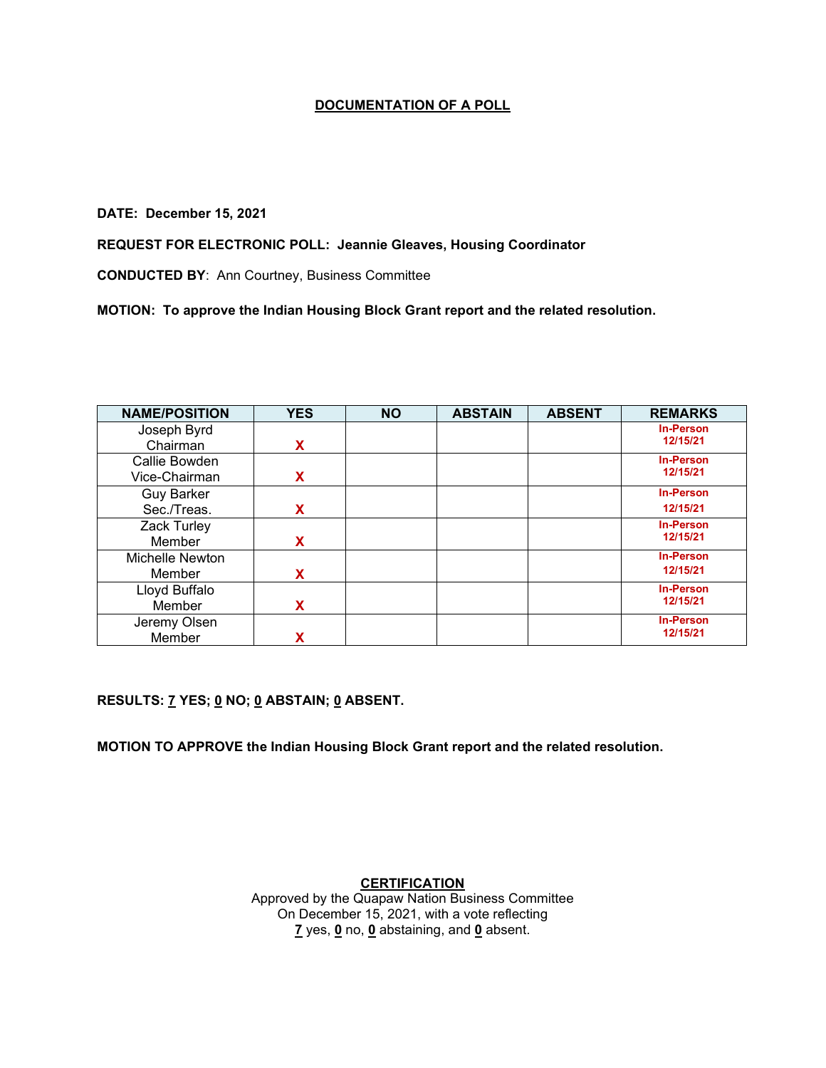## DOCUMENTATION OF A POLL

**DATE: December 15, 2021**

**REQUEST FOR ELECTRONIC POLL: Jeannie Gleaves, Housing Coordinator**

**CONDUCTED BY**: Ann Courtney, Business Committee

**MOTION: To approve the Indian Housing Block Grant report and the related resolution.**

| NAME/POSITION | YES | NO | ABSTAIN | ABSENT | REMARKS |
|---|---|---|---|---|---|
| Joseph Byrd Chairman | X | | | | In-Person 12/15/21 |
| Callie Bowden Vice-Chairman | X | | | | In-Person 12/15/21 |
| Guy Barker Sec./Treas. | X | | | | In-Person 12/15/21 |
| Zack Turley Member | X | | | | In-Person 12/15/21 |
| Michelle Newton Member | X | | | | In-Person 12/15/21 |
| Lloyd Buffalo Member | X | | | | In-Person 12/15/21 |
| Jeremy Olsen Member | X | | | | In-Person 12/15/21 |

**RESULTS: 7 YES; 0 NO; 0 ABSTAIN; 0 ABSENT.**

**MOTION TO APPROVE the Indian Housing Block Grant report and the related resolution.**

**CERTIFICATION**

Approved by the Quapaw Nation Business Committee
On December 15, 2021, with a vote reflecting
**7** yes, **0** no, **0** abstaining, and **0** absent.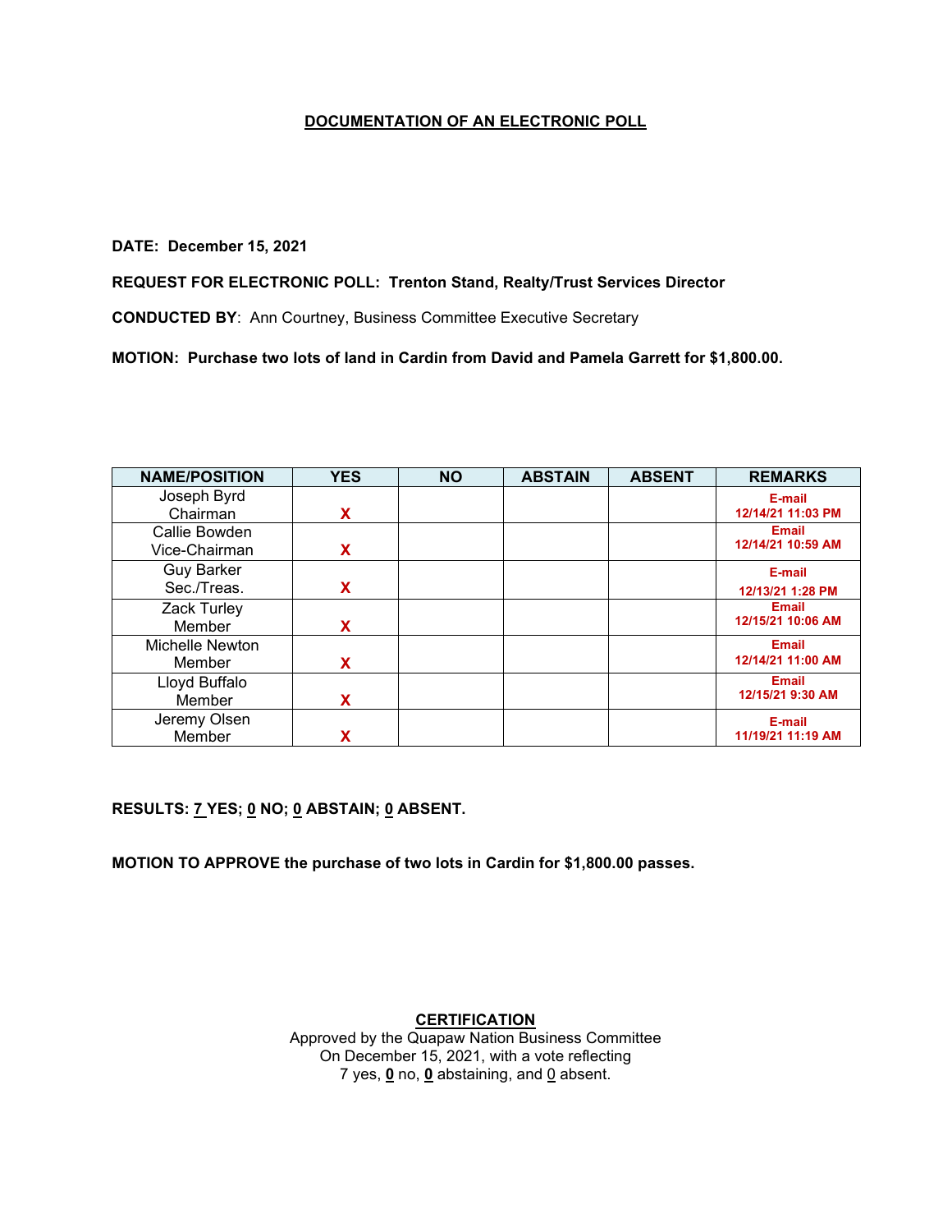**DOCUMENTATION OF AN ELECTRONIC POLL**

**DATE: December 15, 2021**

**REQUEST FOR ELECTRONIC POLL: Trenton Stand, Realty/Trust Services Director**

**CONDUCTED BY**: Ann Courtney, Business Committee Executive Secretary

**MOTION: Purchase two lots of land in Cardin from David and Pamela Garrett for $1,800.00.**

| NAME/POSITION | YES | NO | ABSTAIN | ABSENT | REMARKS |
|---|---|---|---|---|---|
| Joseph Byrd Chairman | X | | | | E-mail 12/14/21 11:03 PM |
| Callie Bowden Vice-Chairman | X | | | | Email 12/14/21 10:59 AM |
| Guy Barker Sec./Treas. | X | | | | E-mail 12/13/21 1:28 PM |
| Zack Turley Member | X | | | | Email 12/15/21 10:06 AM |
| Michelle Newton Member | X | | | | Email 12/14/21 11:00 AM |
| Lloyd Buffalo Member | X | | | | Email 12/15/21 9:30 AM |
| Jeremy Olsen Member | X | | | | E-mail 11/19/21 11:19 AM |

**RESULTS: 7 YES; 0 NO; 0 ABSTAIN; 0 ABSENT.**

**MOTION TO APPROVE the purchase of two lots in Cardin for $1,800.00 passes.**

**CERTIFICATION**

Approved by the Quapaw Nation Business Committee
On December 15, 2021, with a vote reflecting
7 yes, **0** no, **0** abstaining, and 0 absent.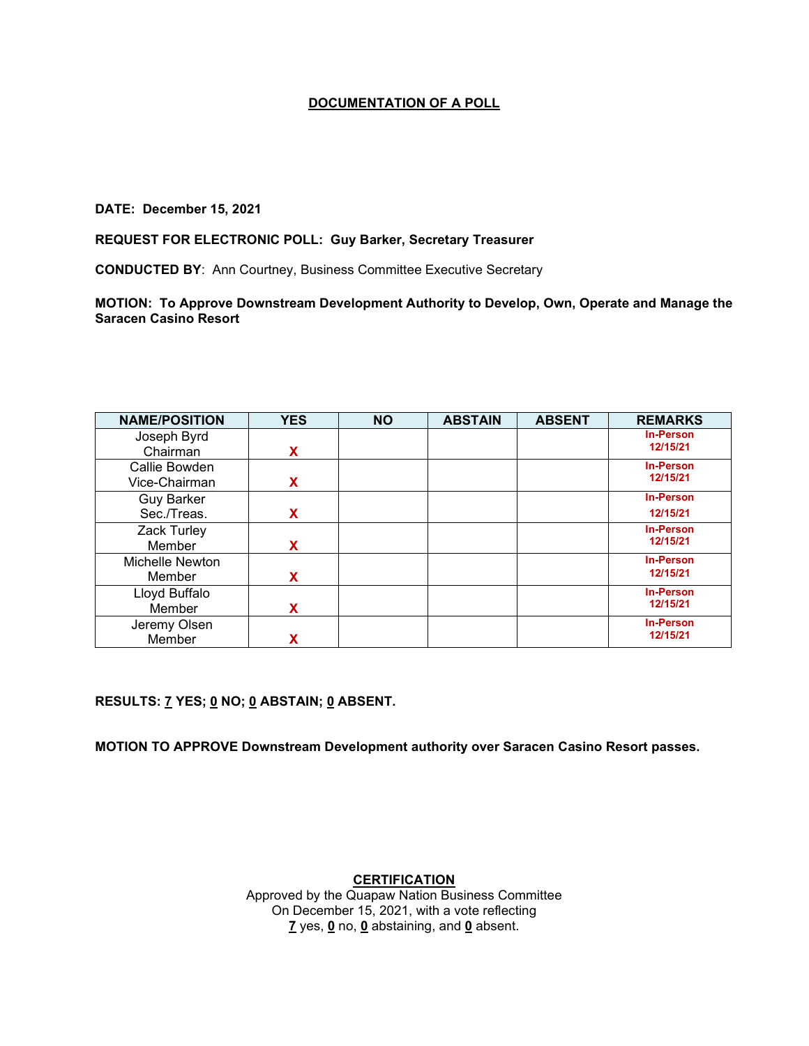## DOCUMENTATION OF A POLL

**DATE: December 15, 2021**

**REQUEST FOR ELECTRONIC POLL: Guy Barker, Secretary Treasurer**

**CONDUCTED BY**: Ann Courtney, Business Committee Executive Secretary

**MOTION: To Approve Downstream Development Authority to Develop, Own, Operate and Manage the Saracen Casino Resort**

| NAME/POSITION | YES | NO | ABSTAIN | ABSENT | REMARKS |
|---|---|---|---|---|---|
| Joseph Byrd Chairman | X | | | | In-Person 12/15/21 |
| Callie Bowden Vice-Chairman | X | | | | In-Person 12/15/21 |
| Guy Barker Sec./Treas. | X | | | | In-Person 12/15/21 |
| Zack Turley Member | X | | | | In-Person 12/15/21 |
| Michelle Newton Member | X | | | | In-Person 12/15/21 |
| Lloyd Buffalo Member | X | | | | In-Person 12/15/21 |
| Jeremy Olsen Member | X | | | | In-Person 12/15/21 |

**RESULTS: 7 YES; 0 NO; 0 ABSTAIN; 0 ABSENT.**

**MOTION TO APPROVE Downstream Development authority over Saracen Casino Resort passes.**

**CERTIFICATION**

Approved by the Quapaw Nation Business Committee
On December 15, 2021, with a vote reflecting
7 yes, 0 no, 0 abstaining, and 0 absent.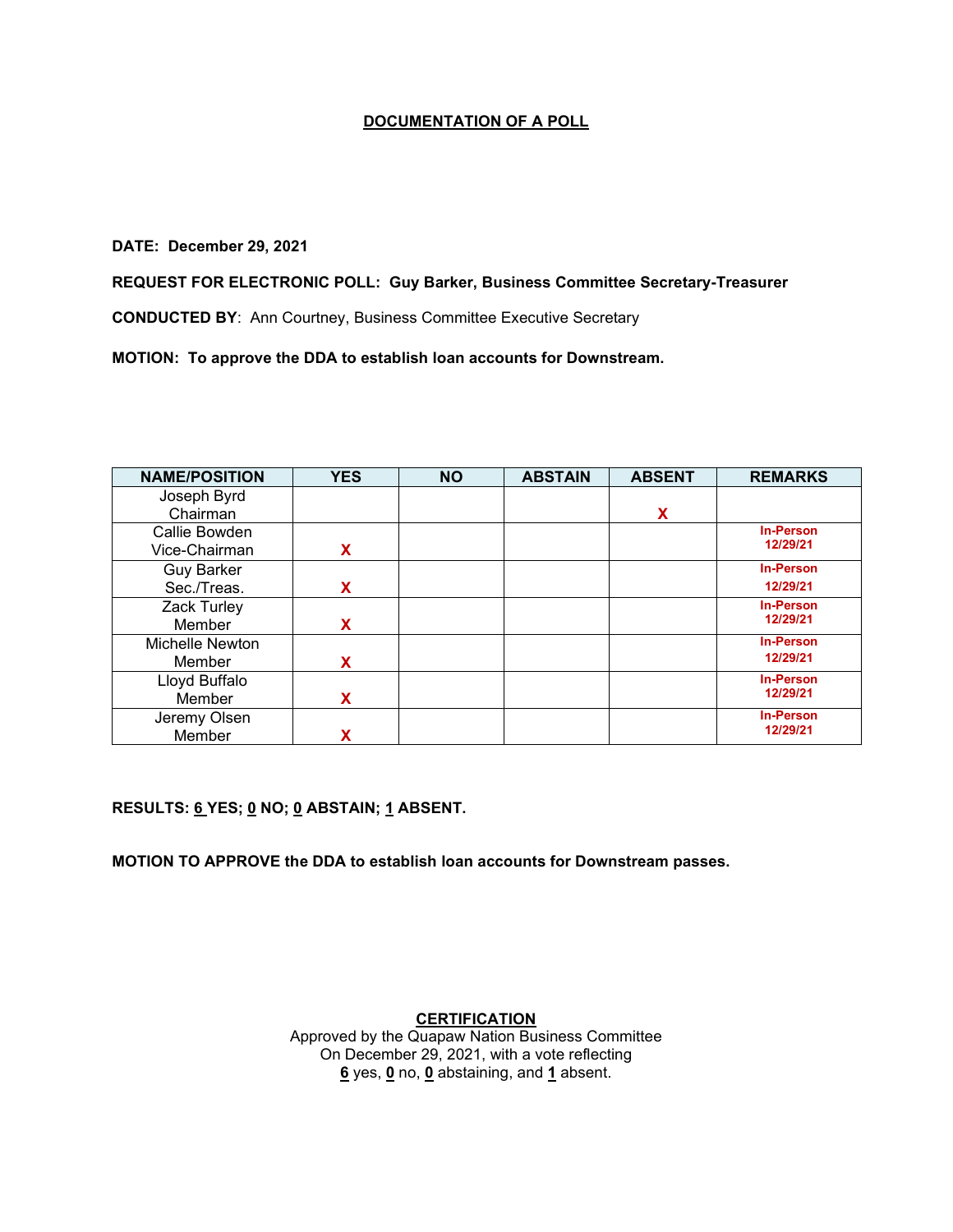# DOCUMENTATION OF A POLL

**DATE: December 29, 2021**

**REQUEST FOR ELECTRONIC POLL: Guy Barker, Business Committee Secretary-Treasurer**

**CONDUCTED BY**: Ann Courtney, Business Committee Executive Secretary

**MOTION: To approve the DDA to establish loan accounts for Downstream.**

| NAME/POSITION | YES | NO | ABSTAIN | ABSENT | REMARKS |
|---|---|---|---|---|---|
| Joseph Byrd Chairman | | | | X | |
| Callie Bowden Vice-Chairman | X | | | | In-Person 12/29/21 |
| Guy Barker Sec./Treas. | X | | | | In-Person 12/29/21 |
| Zack Turley Member | X | | | | In-Person 12/29/21 |
| Michelle Newton Member | X | | | | In-Person 12/29/21 |
| Lloyd Buffalo Member | X | | | | In-Person 12/29/21 |
| Jeremy Olsen Member | X | | | | In-Person 12/29/21 |

**RESULTS: 6 YES; 0 NO; 0 ABSTAIN; 1 ABSENT.**

**MOTION TO APPROVE the DDA to establish loan accounts for Downstream passes.**

**CERTIFICATION**

Approved by the Quapaw Nation Business Committee
On December 29, 2021, with a vote reflecting
**6** yes, **0** no, **0** abstaining, and **1** absent.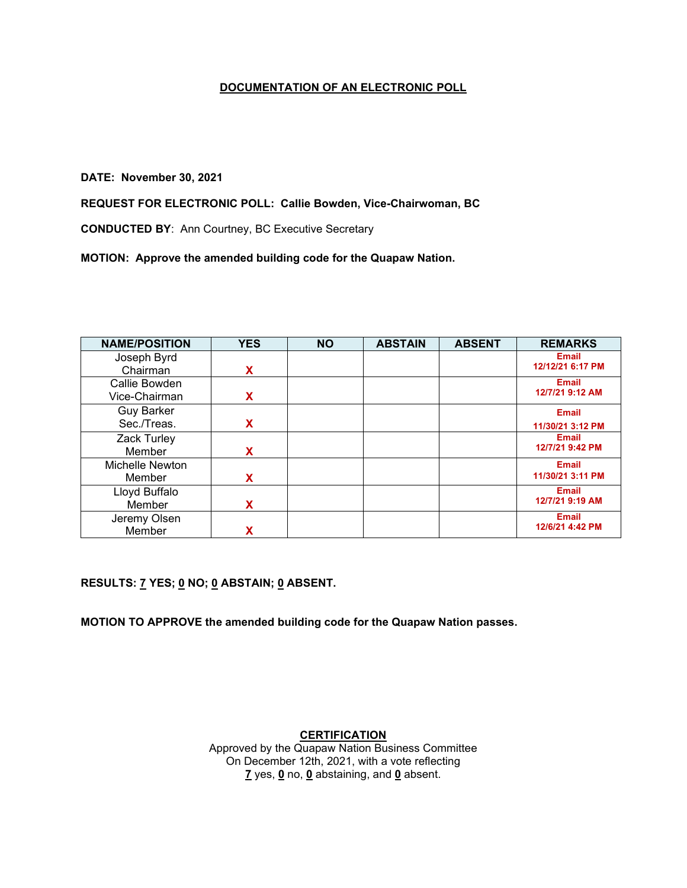# DOCUMENTATION OF AN ELECTRONIC POLL

**DATE: November 30, 2021**

**REQUEST FOR ELECTRONIC POLL: Callie Bowden, Vice-Chairwoman, BC**

**CONDUCTED BY**: Ann Courtney, BC Executive Secretary

**MOTION: Approve the amended building code for the Quapaw Nation.**

| NAME/POSITION | YES | NO | ABSTAIN | ABSENT | REMARKS |
|---|---|---|---|---|---|
| Joseph Byrd Chairman | X | | | | Email 12/12/21 6:17 PM |
| Callie Bowden Vice-Chairman | X | | | | Email 12/7/21 9:12 AM |
| Guy Barker Sec./Treas. | X | | | | Email 11/30/21 3:12 PM |
| Zack Turley Member | X | | | | Email 12/7/21 9:42 PM |
| Michelle Newton Member | X | | | | Email 11/30/21 3:11 PM |
| Lloyd Buffalo Member | X | | | | Email 12/7/21 9:19 AM |
| Jeremy Olsen Member | X | | | | Email 12/6/21 4:42 PM |

**RESULTS: 7 YES; 0 NO; 0 ABSTAIN; 0 ABSENT.**

**MOTION TO APPROVE the amended building code for the Quapaw Nation passes.**

**CERTIFICATION**

Approved by the Quapaw Nation Business Committee
On December 12th, 2021, with a vote reflecting
**7** yes, **0** no, **0** abstaining, and **0** absent.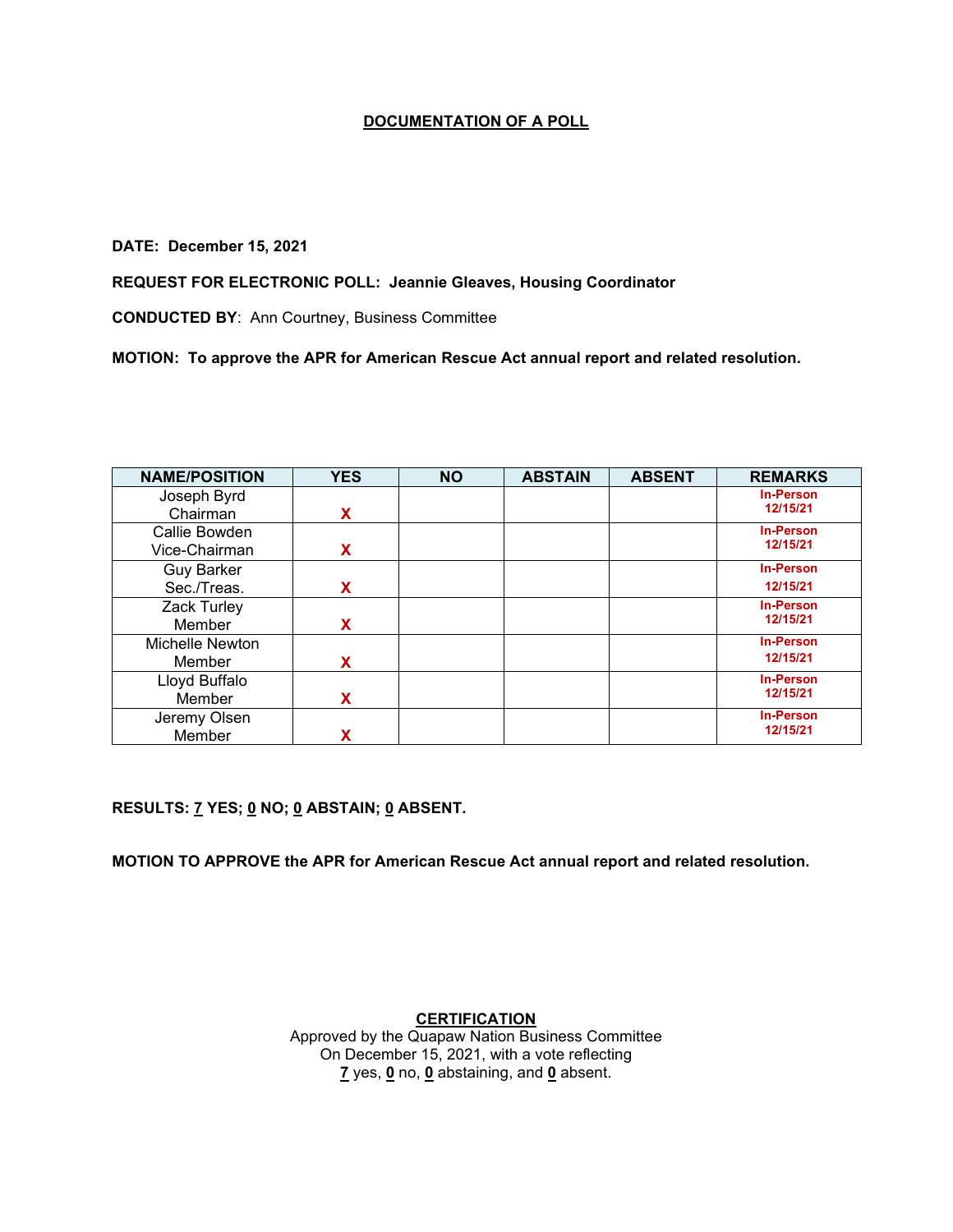## DOCUMENTATION OF A POLL

**DATE: December 15, 2021**

**REQUEST FOR ELECTRONIC POLL: Jeannie Gleaves, Housing Coordinator**

**CONDUCTED BY**: Ann Courtney, Business Committee

**MOTION: To approve the APR for American Rescue Act annual report and related resolution.**

| NAME/POSITION | YES | NO | ABSTAIN | ABSENT | REMARKS |
|---|---|---|---|---|---|
| Joseph Byrd Chairman | X | | | | In-Person 12/15/21 |
| Callie Bowden Vice-Chairman | X | | | | In-Person 12/15/21 |
| Guy Barker Sec./Treas. | X | | | | In-Person 12/15/21 |
| Zack Turley Member | X | | | | In-Person 12/15/21 |
| Michelle Newton Member | X | | | | In-Person 12/15/21 |
| Lloyd Buffalo Member | X | | | | In-Person 12/15/21 |
| Jeremy Olsen Member | X | | | | In-Person 12/15/21 |

**RESULTS: 7 YES; 0 NO; 0 ABSTAIN; 0 ABSENT.**

**MOTION TO APPROVE the APR for American Rescue Act annual report and related resolution.**

**CERTIFICATION**

Approved by the Quapaw Nation Business Committee
On December 15, 2021, with a vote reflecting
**7** yes, **0** no, **0** abstaining, and **0** absent.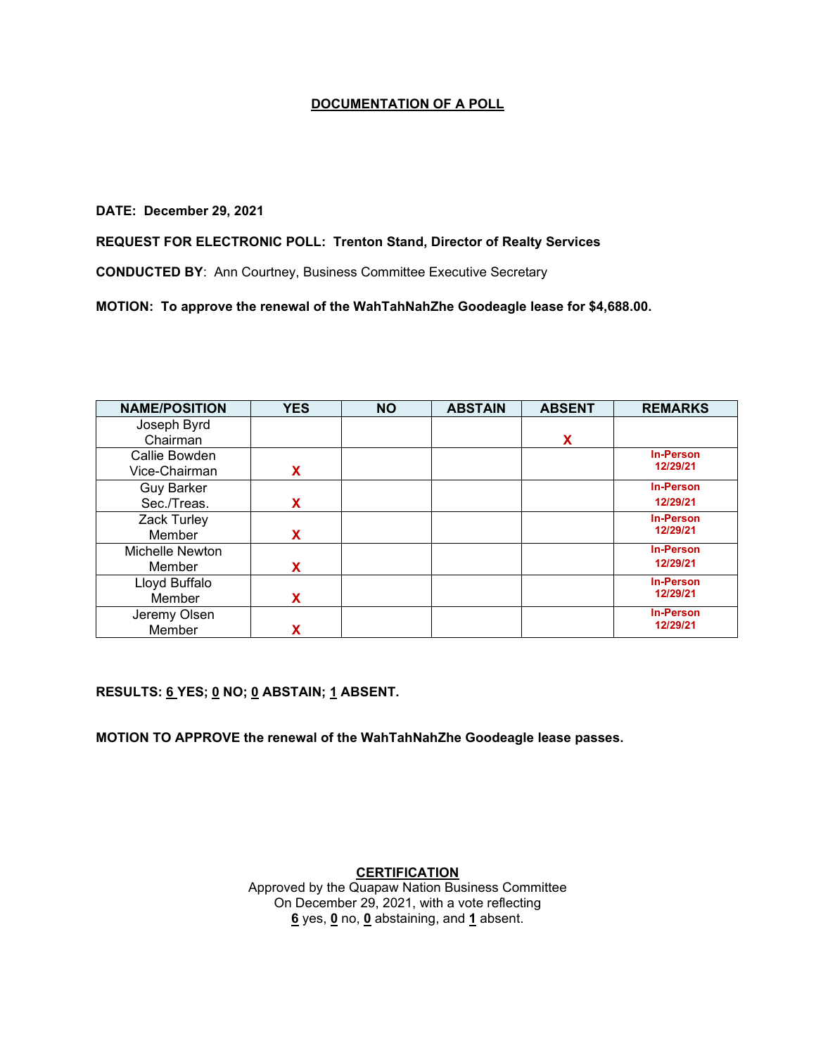## DOCUMENTATION OF A POLL

**DATE: December 29, 2021**

**REQUEST FOR ELECTRONIC POLL: Trenton Stand, Director of Realty Services**

**CONDUCTED BY**: Ann Courtney, Business Committee Executive Secretary

**MOTION: To approve the renewal of the WahTahNahZhe Goodeagle lease for $4,688.00.**

| NAME/POSITION | YES | NO | ABSTAIN | ABSENT | REMARKS |
|---|---|---|---|---|---|
| Joseph Byrd Chairman | | | | X | |
| Callie Bowden Vice-Chairman | X | | | | In-Person 12/29/21 |
| Guy Barker Sec./Treas. | X | | | | In-Person 12/29/21 |
| Zack Turley Member | X | | | | In-Person 12/29/21 |
| Michelle Newton Member | X | | | | In-Person 12/29/21 |
| Lloyd Buffalo Member | X | | | | In-Person 12/29/21 |
| Jeremy Olsen Member | X | | | | In-Person 12/29/21 |

**RESULTS: 6 YES; 0 NO; 0 ABSTAIN; 1 ABSENT.**

**MOTION TO APPROVE the renewal of the WahTahNahZhe Goodeagle lease passes.**

**CERTIFICATION**

Approved by the Quapaw Nation Business Committee
On December 29, 2021, with a vote reflecting
**6** yes, **0** no, **0** abstaining, and **1** absent.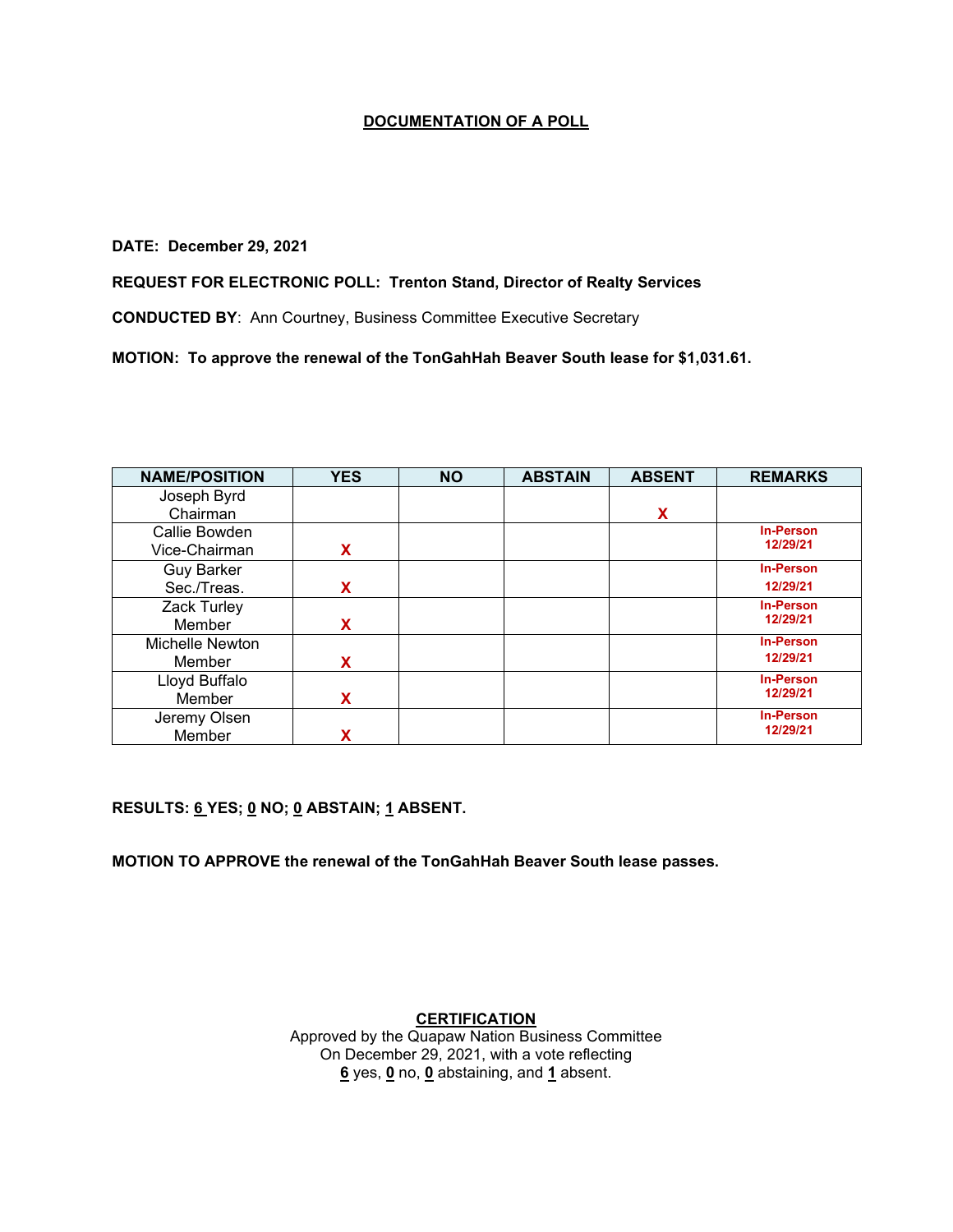**DOCUMENTATION OF A POLL**

**DATE: December 29, 2021**

**REQUEST FOR ELECTRONIC POLL: Trenton Stand, Director of Realty Services**

**CONDUCTED BY**: Ann Courtney, Business Committee Executive Secretary

**MOTION: To approve the renewal of the TonGahHah Beaver South lease for $1,031.61.**

| NAME/POSITION | YES | NO | ABSTAIN | ABSENT | REMARKS |
|---|---|---|---|---|---|
| Joseph Byrd Chairman | | | | X | |
| Callie Bowden Vice-Chairman | X | | | | In-Person 12/29/21 |
| Guy Barker Sec./Treas. | X | | | | In-Person 12/29/21 |
| Zack Turley Member | X | | | | In-Person 12/29/21 |
| Michelle Newton Member | X | | | | In-Person 12/29/21 |
| Lloyd Buffalo Member | X | | | | In-Person 12/29/21 |
| Jeremy Olsen Member | X | | | | In-Person 12/29/21 |

**RESULTS: 6 YES; 0 NO; 0 ABSTAIN; 1 ABSENT.**

**MOTION TO APPROVE the renewal of the TonGahHah Beaver South lease passes.**

**CERTIFICATION**

Approved by the Quapaw Nation Business Committee
On December 29, 2021, with a vote reflecting
**6** yes, **0** no, **0** abstaining, and **1** absent.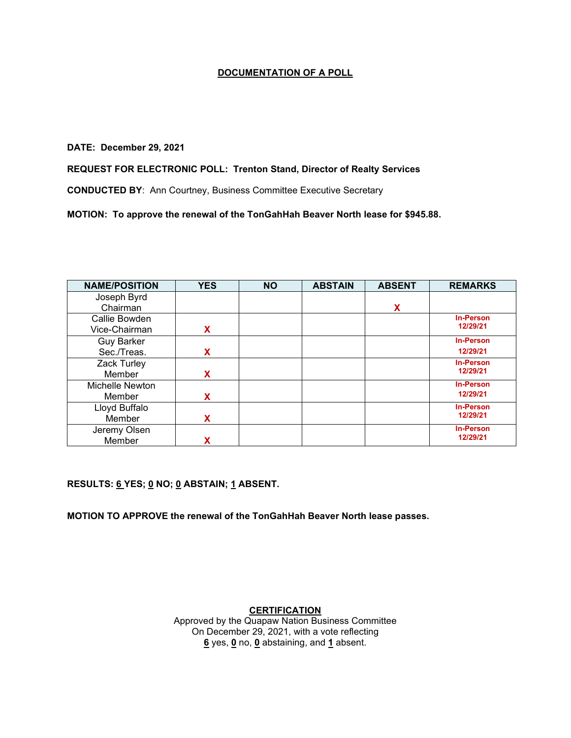## DOCUMENTATION OF A POLL

**DATE: December 29, 2021**

**REQUEST FOR ELECTRONIC POLL: Trenton Stand, Director of Realty Services**

**CONDUCTED BY**: Ann Courtney, Business Committee Executive Secretary

**MOTION: To approve the renewal of the TonGahHah Beaver North lease for $945.88.**

| NAME/POSITION | YES | NO | ABSTAIN | ABSENT | REMARKS |
|---|---|---|---|---|---|
| Joseph Byrd Chairman | | | | X | |
| Callie Bowden Vice-Chairman | X | | | | In-Person 12/29/21 |
| Guy Barker Sec./Treas. | X | | | | In-Person 12/29/21 |
| Zack Turley Member | X | | | | In-Person 12/29/21 |
| Michelle Newton Member | X | | | | In-Person 12/29/21 |
| Lloyd Buffalo Member | X | | | | In-Person 12/29/21 |
| Jeremy Olsen Member | X | | | | In-Person 12/29/21 |

**RESULTS: 6 YES; 0 NO; 0 ABSTAIN; 1 ABSENT.**

**MOTION TO APPROVE the renewal of the TonGahHah Beaver North lease passes.**

**CERTIFICATION**

Approved by the Quapaw Nation Business Committee
On December 29, 2021, with a vote reflecting
**6** yes, **0** no, **0** abstaining, and **1** absent.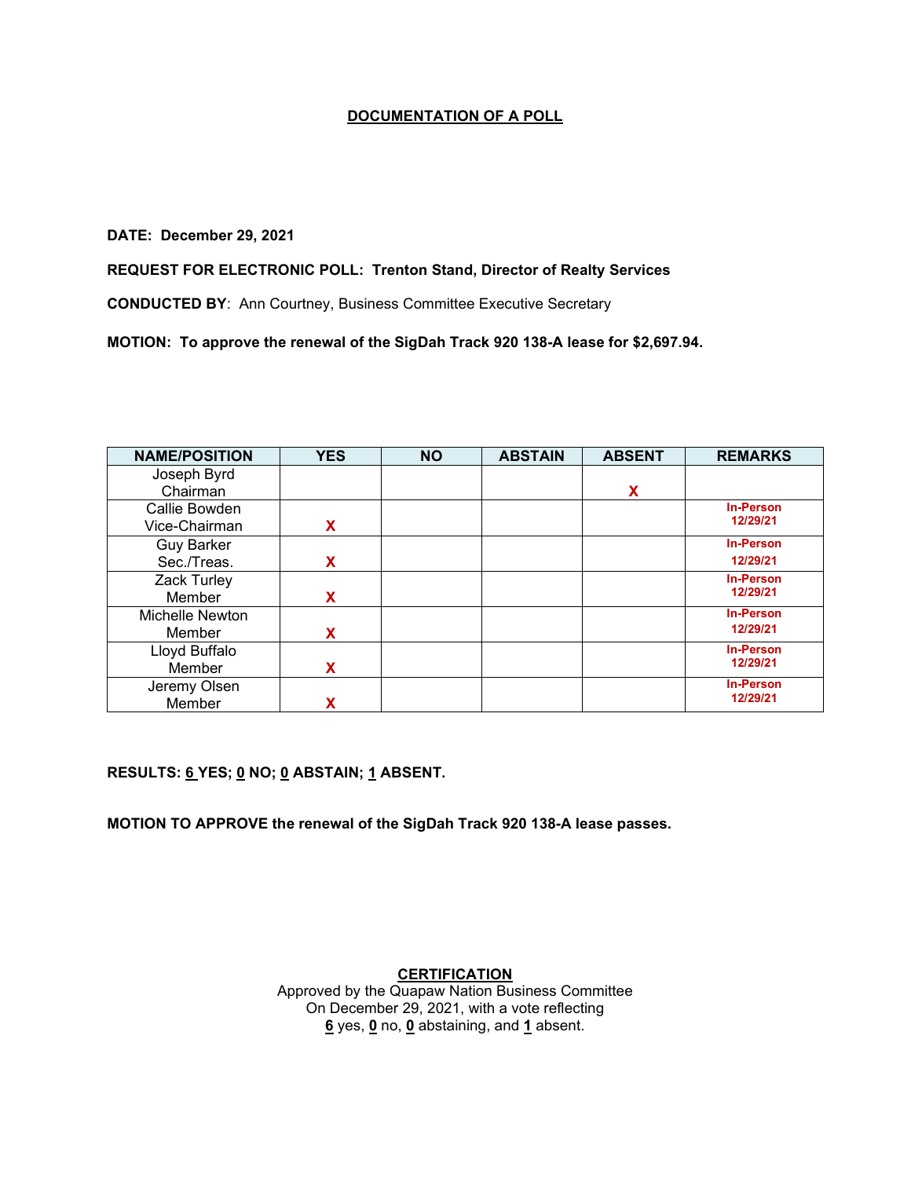## DOCUMENTATION OF A POLL

**DATE: December 29, 2021**

**REQUEST FOR ELECTRONIC POLL: Trenton Stand, Director of Realty Services**

**CONDUCTED BY**: Ann Courtney, Business Committee Executive Secretary

**MOTION: To approve the renewal of the SigDah Track 920 138-A lease for $2,697.94.**

| NAME/POSITION | YES | NO | ABSTAIN | ABSENT | REMARKS |
|---|---|---|---|---|---|
| Joseph Byrd Chairman | | | | X | |
| Callie Bowden Vice-Chairman | X | | | | In-Person 12/29/21 |
| Guy Barker Sec./Treas. | X | | | | In-Person 12/29/21 |
| Zack Turley Member | X | | | | In-Person 12/29/21 |
| Michelle Newton Member | X | | | | In-Person 12/29/21 |
| Lloyd Buffalo Member | X | | | | In-Person 12/29/21 |
| Jeremy Olsen Member | X | | | | In-Person 12/29/21 |

**RESULTS: 6 YES; 0 NO; 0 ABSTAIN; 1 ABSENT.**

**MOTION TO APPROVE the renewal of the SigDah Track 920 138-A lease passes.**

**CERTIFICATION**

Approved by the Quapaw Nation Business Committee
On December 29, 2021, with a vote reflecting
**6** yes, **0** no, **0** abstaining, and **1** absent.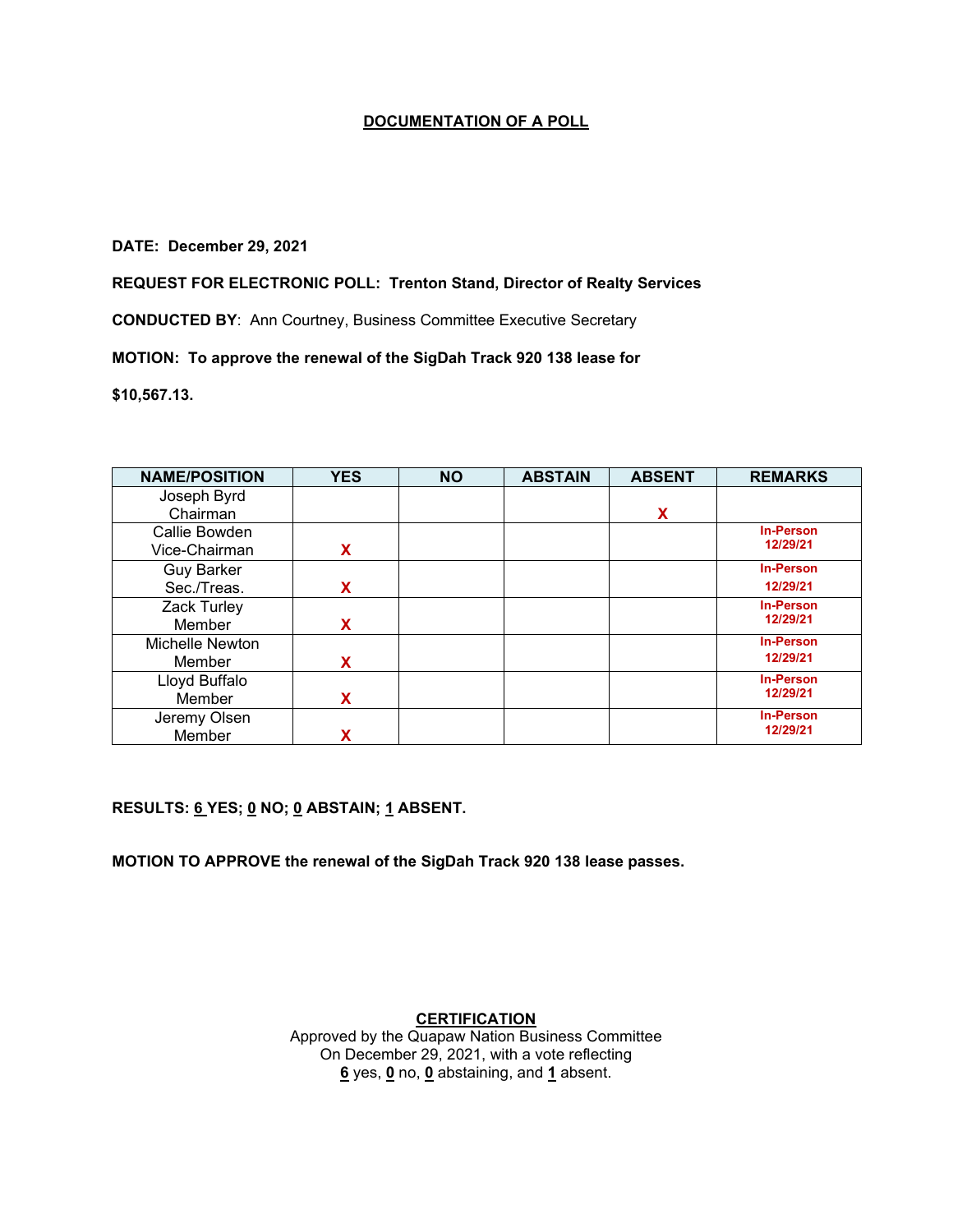## DOCUMENTATION OF A POLL

**DATE: December 29, 2021**

**REQUEST FOR ELECTRONIC POLL: Trenton Stand, Director of Realty Services**

**CONDUCTED BY**: Ann Courtney, Business Committee Executive Secretary

**MOTION: To approve the renewal of the SigDah Track 920 138 lease for $10,567.13.**

| NAME/POSITION | YES | NO | ABSTAIN | ABSENT | REMARKS |
|---|---|---|---|---|---|
| Joseph Byrd Chairman | | | | X | |
| Callie Bowden Vice-Chairman | X | | | | In-Person 12/29/21 |
| Guy Barker Sec./Treas. | X | | | | In-Person 12/29/21 |
| Zack Turley Member | X | | | | In-Person 12/29/21 |
| Michelle Newton Member | X | | | | In-Person 12/29/21 |
| Lloyd Buffalo Member | X | | | | In-Person 12/29/21 |
| Jeremy Olsen Member | X | | | | In-Person 12/29/21 |

**RESULTS: 6 YES; 0 NO; 0 ABSTAIN; 1 ABSENT.**

**MOTION TO APPROVE the renewal of the SigDah Track 920 138 lease passes.**

**CERTIFICATION**

Approved by the Quapaw Nation Business Committee
On December 29, 2021, with a vote reflecting
**6** yes, **0** no, **0** abstaining, and **1** absent.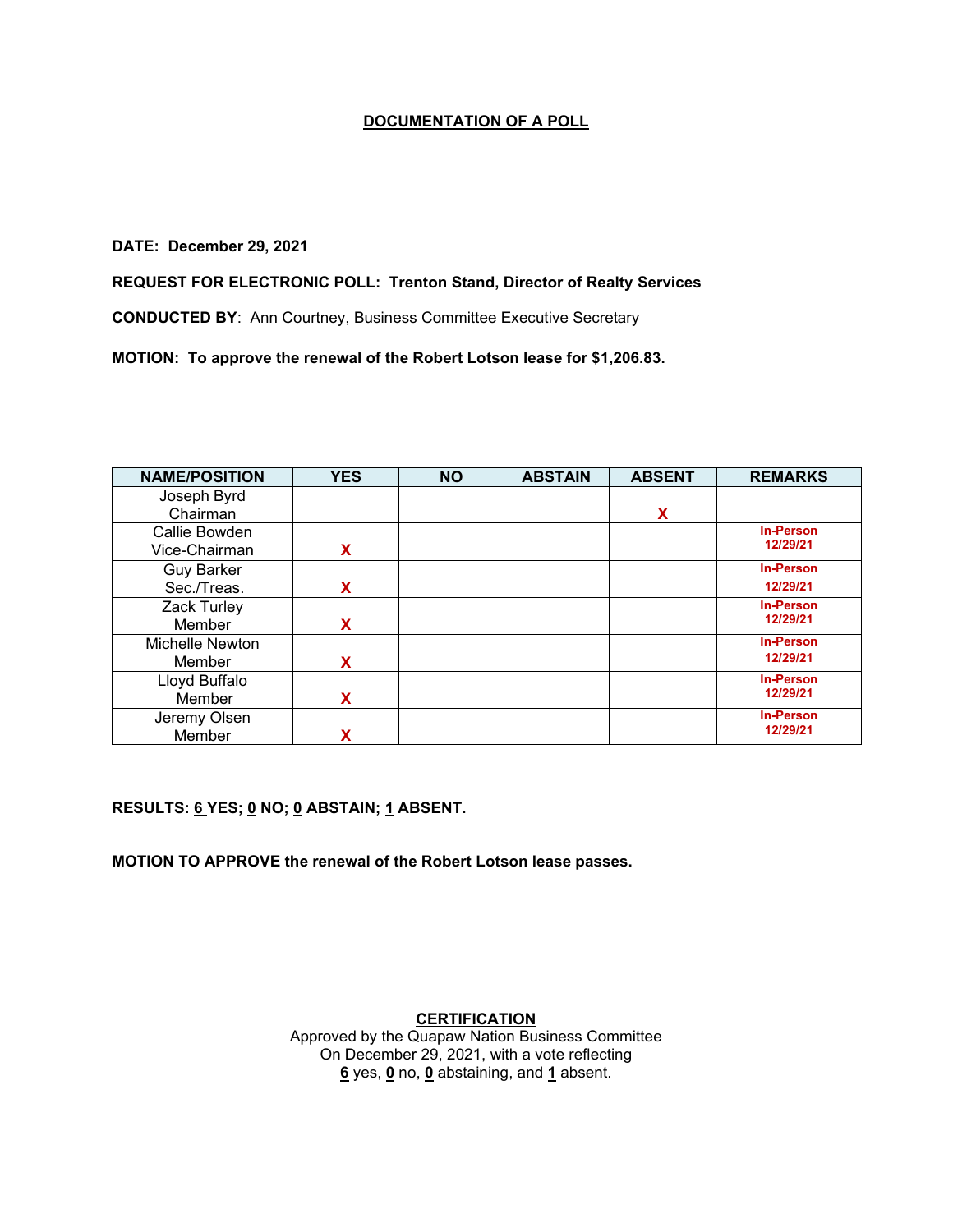# DOCUMENTATION OF A POLL

**DATE: December 29, 2021**

**REQUEST FOR ELECTRONIC POLL: Trenton Stand, Director of Realty Services**

**CONDUCTED BY**: Ann Courtney, Business Committee Executive Secretary

**MOTION: To approve the renewal of the Robert Lotson lease for $1,206.83.**

| NAME/POSITION | YES | NO | ABSTAIN | ABSENT | REMARKS |
|---|---|---|---|---|---|
| Joseph Byrd Chairman | | | | X | |
| Callie Bowden Vice-Chairman | X | | | | In-Person 12/29/21 |
| Guy Barker Sec./Treas. | X | | | | In-Person 12/29/21 |
| Zack Turley Member | X | | | | In-Person 12/29/21 |
| Michelle Newton Member | X | | | | In-Person 12/29/21 |
| Lloyd Buffalo Member | X | | | | In-Person 12/29/21 |
| Jeremy Olsen Member | X | | | | In-Person 12/29/21 |

**RESULTS: 6 YES; 0 NO; 0 ABSTAIN; 1 ABSENT.**

**MOTION TO APPROVE the renewal of the Robert Lotson lease passes.**

**CERTIFICATION**

Approved by the Quapaw Nation Business Committee
On December 29, 2021, with a vote reflecting
**6** yes, **0** no, **0** abstaining, and **1** absent.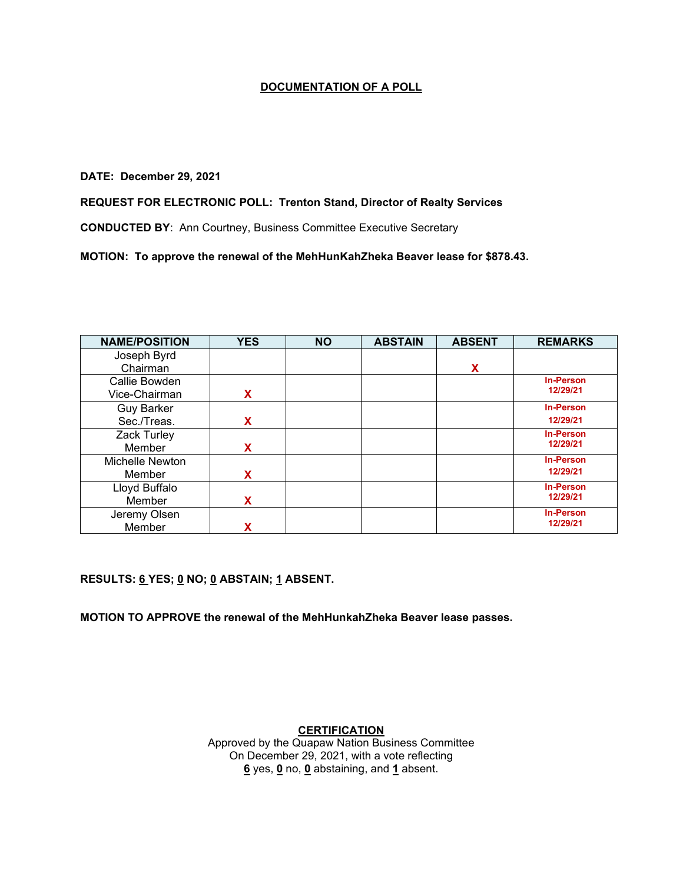# DOCUMENTATION OF A POLL

**DATE: December 29, 2021**

**REQUEST FOR ELECTRONIC POLL: Trenton Stand, Director of Realty Services**

**CONDUCTED BY**: Ann Courtney, Business Committee Executive Secretary

**MOTION: To approve the renewal of the MehHunKahZheka Beaver lease for $878.43.**

| NAME/POSITION | YES | NO | ABSTAIN | ABSENT | REMARKS |
|---|---|---|---|---|---|
| Joseph Byrd Chairman | | | | X | |
| Callie Bowden Vice-Chairman | X | | | | In-Person 12/29/21 |
| Guy Barker Sec./Treas. | X | | | | In-Person 12/29/21 |
| Zack Turley Member | X | | | | In-Person 12/29/21 |
| Michelle Newton Member | X | | | | In-Person 12/29/21 |
| Lloyd Buffalo Member | X | | | | In-Person 12/29/21 |
| Jeremy Olsen Member | X | | | | In-Person 12/29/21 |

**RESULTS: 6 YES; 0 NO; 0 ABSTAIN; 1 ABSENT.**

**MOTION TO APPROVE the renewal of the MehHunkahZheka Beaver lease passes.**

**CERTIFICATION**

Approved by the Quapaw Nation Business Committee
On December 29, 2021, with a vote reflecting
**6** yes, **0** no, **0** abstaining, and **1** absent.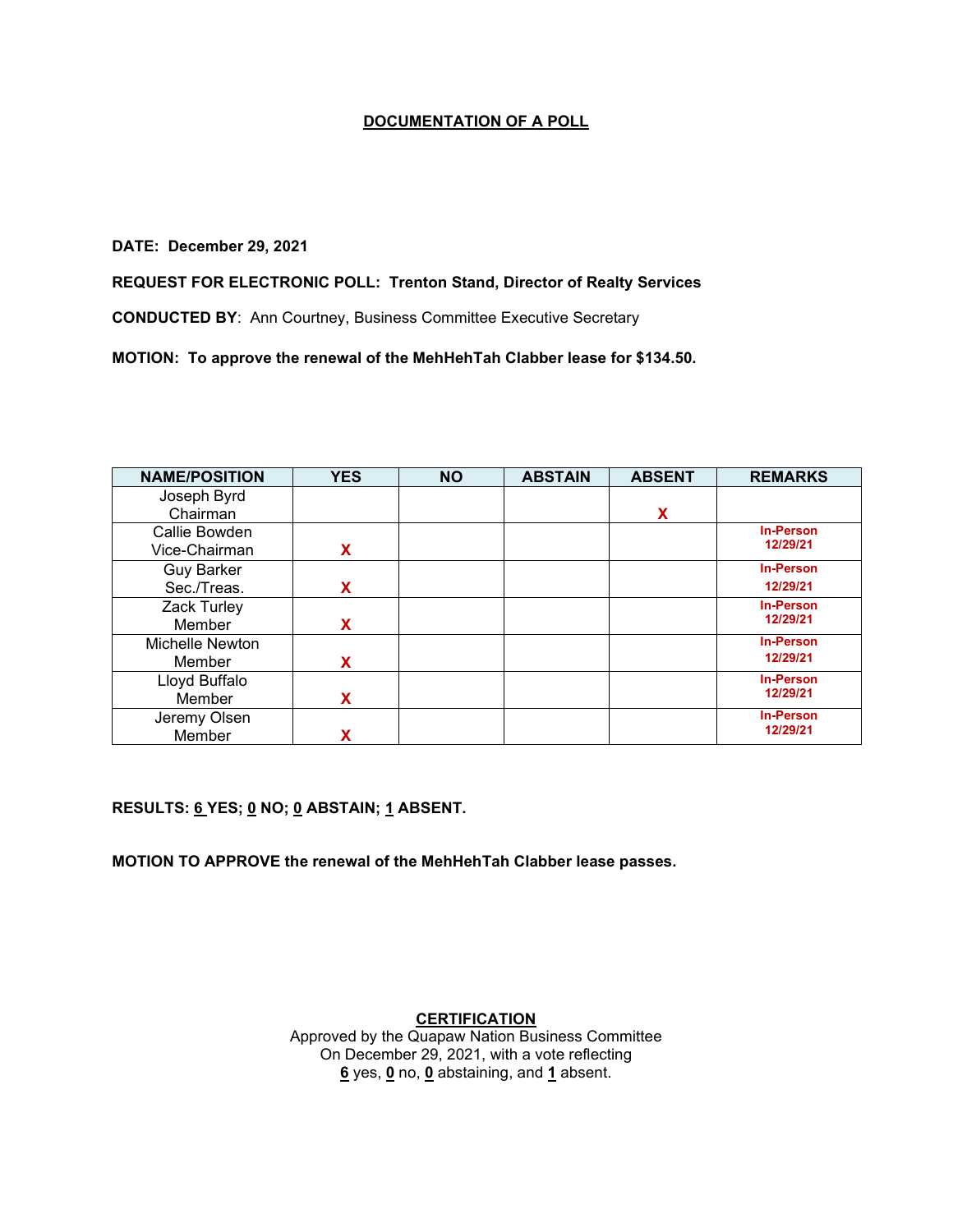## DOCUMENTATION OF A POLL

**DATE: December 29, 2021**

**REQUEST FOR ELECTRONIC POLL: Trenton Stand, Director of Realty Services**

**CONDUCTED BY**: Ann Courtney, Business Committee Executive Secretary

**MOTION: To approve the renewal of the MehHehTah Clabber lease for $134.50.**

| NAME/POSITION | YES | NO | ABSTAIN | ABSENT | REMARKS |
|---|---|---|---|---|---|
| Joseph Byrd Chairman | | | | X | |
| Callie Bowden Vice-Chairman | X | | | | In-Person 12/29/21 |
| Guy Barker Sec./Treas. | X | | | | In-Person 12/29/21 |
| Zack Turley Member | X | | | | In-Person 12/29/21 |
| Michelle Newton Member | X | | | | In-Person 12/29/21 |
| Lloyd Buffalo Member | X | | | | In-Person 12/29/21 |
| Jeremy Olsen Member | X | | | | In-Person 12/29/21 |

**RESULTS: 6 YES; 0 NO; 0 ABSTAIN; 1 ABSENT.**

**MOTION TO APPROVE the renewal of the MehHehTah Clabber lease passes.**

**CERTIFICATION**

Approved by the Quapaw Nation Business Committee
On December 29, 2021, with a vote reflecting
**6** yes, **0** no, **0** abstaining, and **1** absent.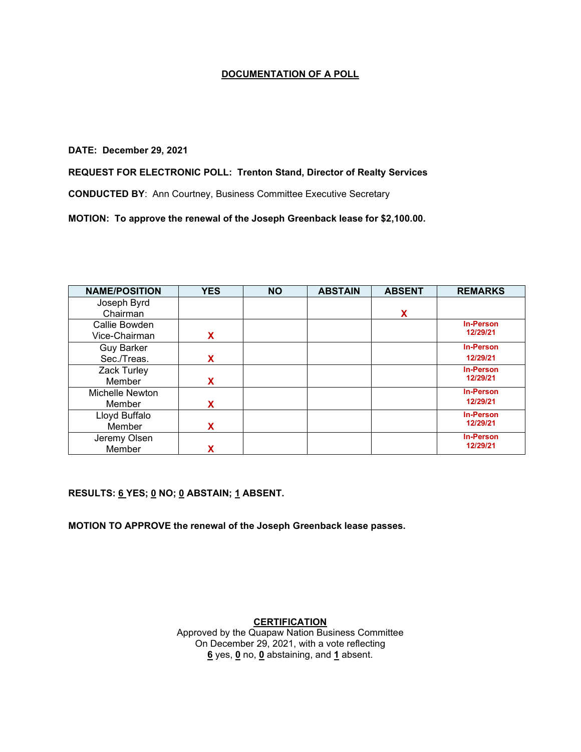## DOCUMENTATION OF A POLL

**DATE: December 29, 2021**

**REQUEST FOR ELECTRONIC POLL: Trenton Stand, Director of Realty Services**

**CONDUCTED BY**: Ann Courtney, Business Committee Executive Secretary

**MOTION: To approve the renewal of the Joseph Greenback lease for $2,100.00.**

| NAME/POSITION | YES | NO | ABSTAIN | ABSENT | REMARKS |
|---|---|---|---|---|---|
| Joseph Byrd Chairman | | | | X | |
| Callie Bowden Vice-Chairman | X | | | | In-Person 12/29/21 |
| Guy Barker Sec./Treas. | X | | | | In-Person 12/29/21 |
| Zack Turley Member | X | | | | In-Person 12/29/21 |
| Michelle Newton Member | X | | | | In-Person 12/29/21 |
| Lloyd Buffalo Member | X | | | | In-Person 12/29/21 |
| Jeremy Olsen Member | X | | | | In-Person 12/29/21 |

**RESULTS: 6 YES; 0 NO; 0 ABSTAIN; 1 ABSENT.**

**MOTION TO APPROVE the renewal of the Joseph Greenback lease passes.**

**CERTIFICATION**

Approved by the Quapaw Nation Business Committee
On December 29, 2021, with a vote reflecting
**6** yes, **0** no, **0** abstaining, and **1** absent.